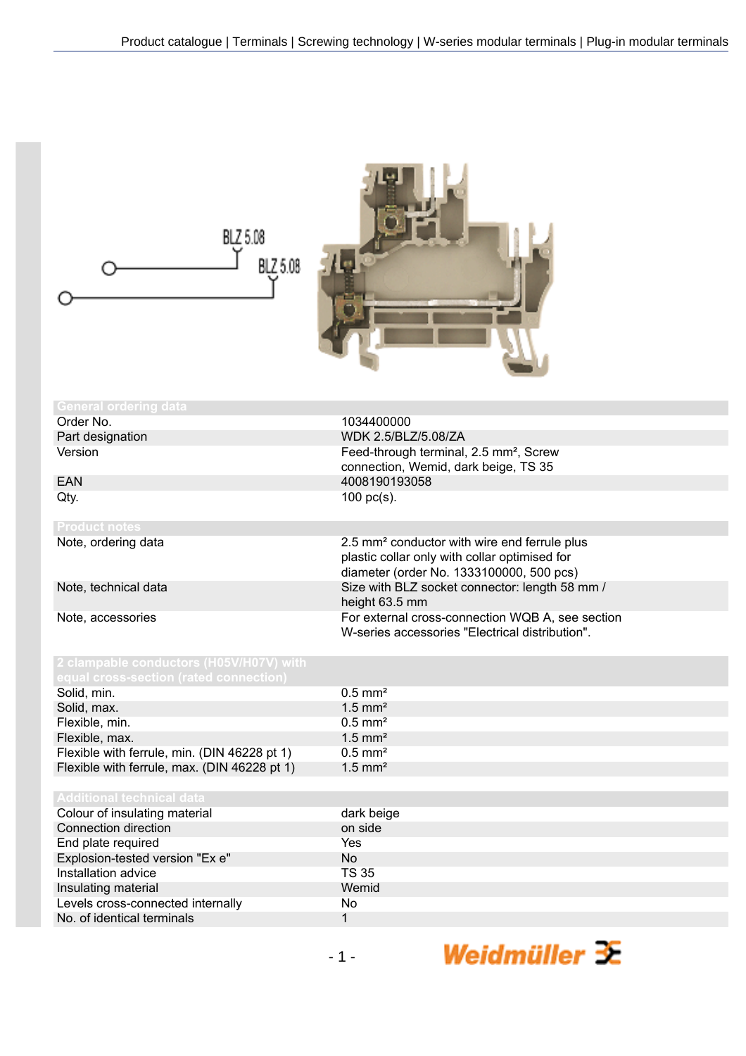| General ordering data | |
|---|---|
| Order No. | 1034400000 |
| Part designation | WDK 2.5/BLZ/5.08/ZA |
| Version | Feed-through terminal, 2.5 mm², Screw connection, Wemid, dark beige, TS 35 |
| EAN | 4008190193058 |
| Qty. | 100 pc(s). |

| Product notes | |
|---|---|
| Note, ordering data | 2.5 mm² conductor with wire end ferrule plus plastic collar only with collar optimised for diameter (order No. 1333100000, 500 pcs) |
| Note, technical data | Size with BLZ socket connector: length 58 mm / height 63.5 mm |
| Note, accessories | For external cross-connection WQB A, see section W-series accessories "Electrical distribution". |

| 2 clampable conductors (H05V/H07V) with equal cross-section (rated connection) | |
|---|---|
| Solid, min. | 0.5 mm² |
| Solid, max. | 1.5 mm² |
| Flexible, min. | 0.5 mm² |
| Flexible, max. | 1.5 mm² |
| Flexible with ferrule, min. (DIN 46228 pt 1) | 0.5 mm² |
| Flexible with ferrule, max. (DIN 46228 pt 1) | 1.5 mm² |

| Additional technical data | |
|---|---|
| Colour of insulating material | dark beige |
| Connection direction | on side |
| End plate required | Yes |
| Explosion-tested version "Ex e" | No |
| Installation advice | TS 35 |
| Insulating material | Wemid |
| Levels cross-connected internally | No |
| No. of identical terminals | 1 |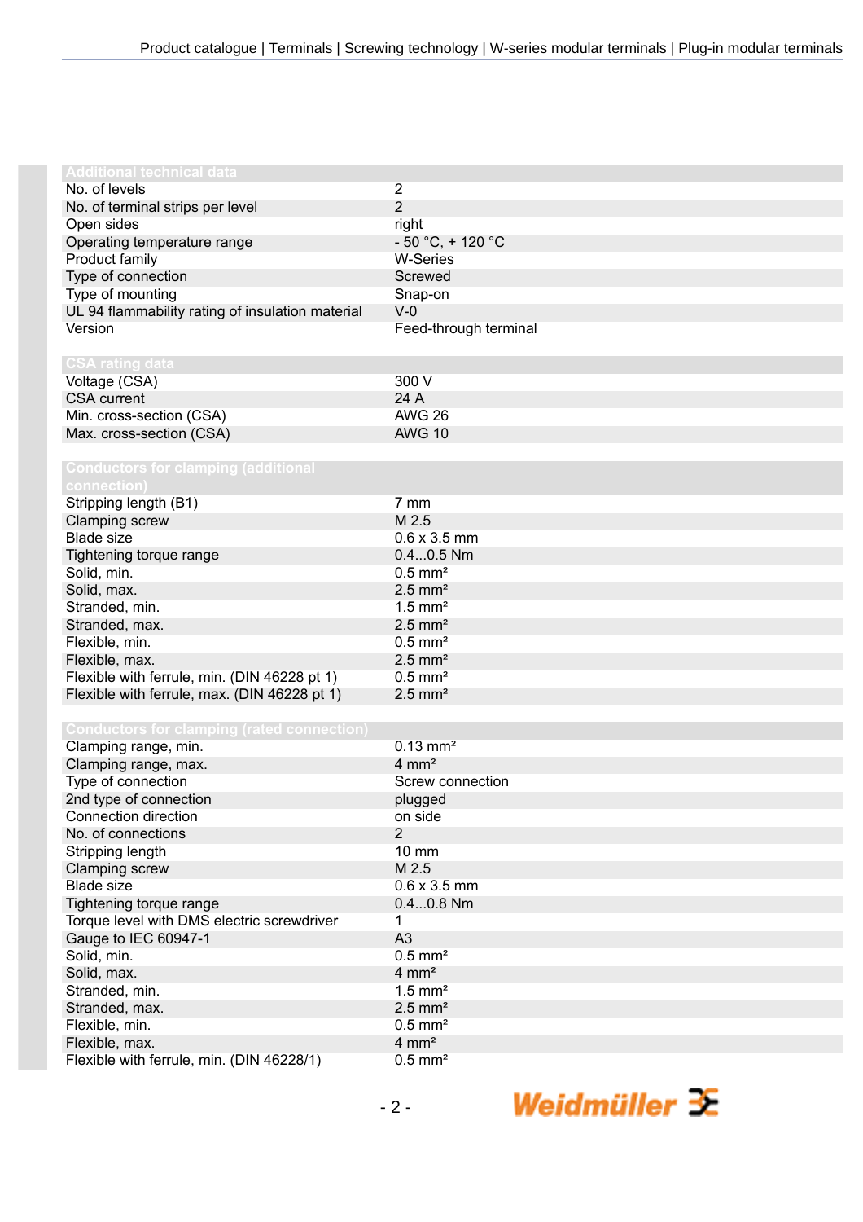| Additional technical data | |
|---|---|
| No. of levels | 2 |
| No. of terminal strips per level | 2 |
| Open sides | right |
| Operating temperature range | - 50 °C, + 120 °C |
| Product family | W-Series |
| Type of connection | Screwed |
| Type of mounting | Snap-on |
| UL 94 flammability rating of insulation material | V-0 |
| Version | Feed-through terminal |

| CSA rating data | |
|---|---|
| Voltage (CSA) | 300 V |
| CSA current | 24 A |
| Min. cross-section (CSA) | AWG 26 |
| Max. cross-section (CSA) | AWG 10 |

| Conductors for clamping (additional connection) | |
|---|---|
| Stripping length (B1) | 7 mm |
| Clamping screw | M 2.5 |
| Blade size | 0.6 x 3.5 mm |
| Tightening torque range | 0.4...0.5 Nm |
| Solid, min. | 0.5 mm² |
| Solid, max. | 2.5 mm² |
| Stranded, min. | 1.5 mm² |
| Stranded, max. | 2.5 mm² |
| Flexible, min. | 0.5 mm² |
| Flexible, max. | 2.5 mm² |
| Flexible with ferrule, min. (DIN 46228 pt 1) | 0.5 mm² |
| Flexible with ferrule, max. (DIN 46228 pt 1) | 2.5 mm² |

| Conductors for clamping (rated connection) | |
|---|---|
| Clamping range, min. | 0.13 mm² |
| Clamping range, max. | 4 mm² |
| Type of connection | Screw connection |
| 2nd type of connection | plugged |
| Connection direction | on side |
| No. of connections | 2 |
| Stripping length | 10 mm |
| Clamping screw | M 2.5 |
| Blade size | 0.6 x 3.5 mm |
| Tightening torque range | 0.4...0.8 Nm |
| Torque level with DMS electric screwdriver | 1 |
| Gauge to IEC 60947-1 | A3 |
| Solid, min. | 0.5 mm² |
| Solid, max. | 4 mm² |
| Stranded, min. | 1.5 mm² |
| Stranded, max. | 2.5 mm² |
| Flexible, min. | 0.5 mm² |
| Flexible, max. | 4 mm² |
| Flexible with ferrule, min. (DIN 46228/1) | 0.5 mm² |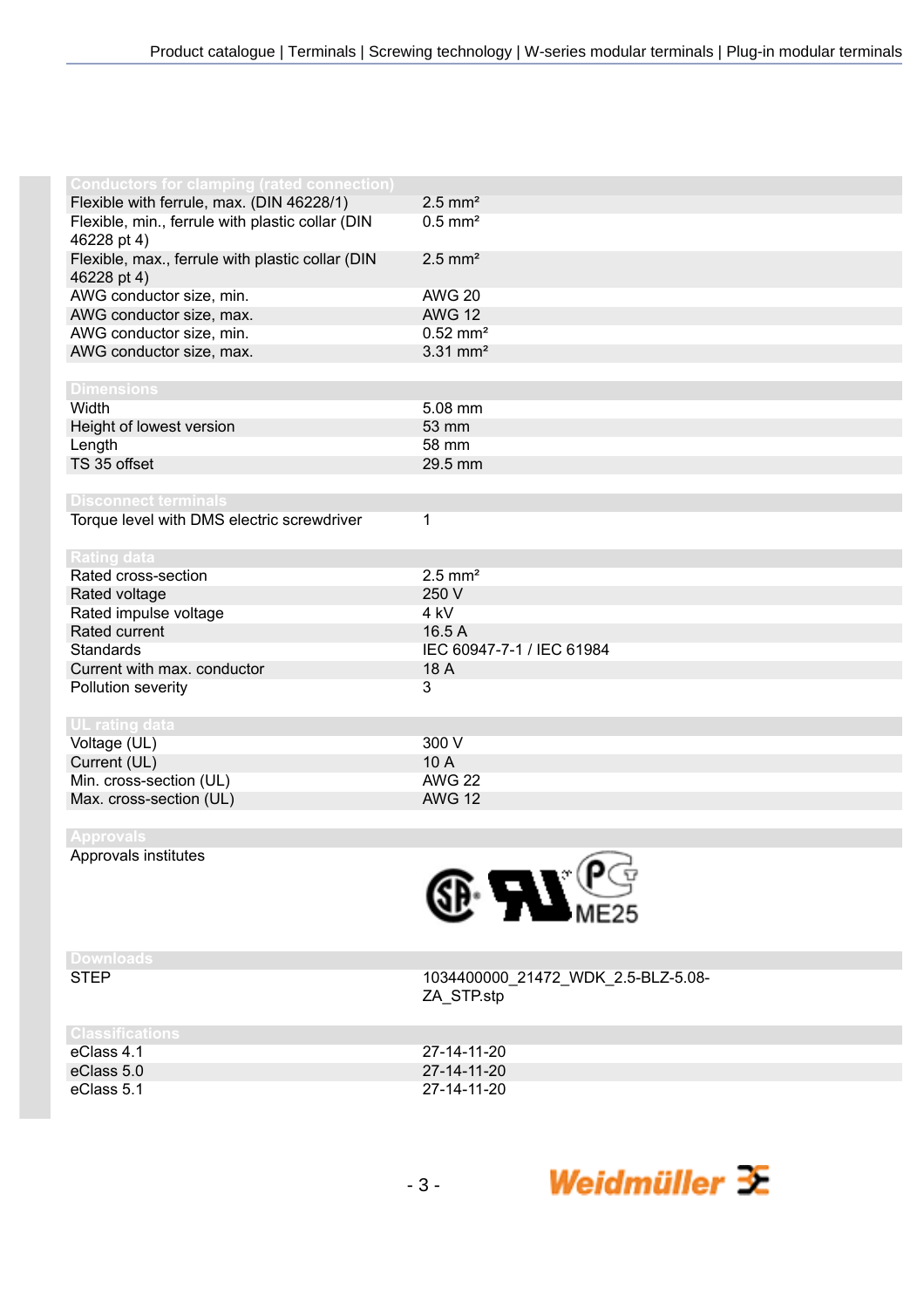## Conductors for clamping (rated connection)

| | |
|---|---|
| Flexible with ferrule, max. (DIN 46228/1) | 2.5 mm² |
| Flexible, min., ferrule with plastic collar (DIN 46228 pt 4) | 0.5 mm² |
| Flexible, max., ferrule with plastic collar (DIN 46228 pt 4) | 2.5 mm² |
| AWG conductor size, min. | AWG 20 |
| AWG conductor size, max. | AWG 12 |
| AWG conductor size, min. | 0.52 mm² |
| AWG conductor size, max. | 3.31 mm² |

## Dimensions

| | |
|---|---|
| Width | 5.08 mm |
| Height of lowest version | 53 mm |
| Length | 58 mm |
| TS 35 offset | 29.5 mm |

## Disconnect terminals

| | |
|---|---|
| Torque level with DMS electric screwdriver | 1 |

## Rating data

| | |
|---|---|
| Rated cross-section | 2.5 mm² |
| Rated voltage | 250 V |
| Rated impulse voltage | 4 kV |
| Rated current | 16.5 A |
| Standards | IEC 60947-7-1 / IEC 61984 |
| Current with max. conductor | 18 A |
| Pollution severity | 3 |

## UL rating data

| | |
|---|---|
| Voltage (UL) | 300 V |
| Current (UL) | 10 A |
| Min. cross-section (UL) | AWG 22 |
| Max. cross-section (UL) | AWG 12 |

## Approvals

| | |
|---|---|
| Approvals institutes | ME25 |

## Downloads

| | |
|---|---|
| STEP | 1034400000_21472_WDK_2.5-BLZ-5.08-ZA_STP.stp |

## Classifications

| | |
|---|---|
| eClass 4.1 | 27-14-11-20 |
| eClass 5.0 | 27-14-11-20 |
| eClass 5.1 | 27-14-11-20 |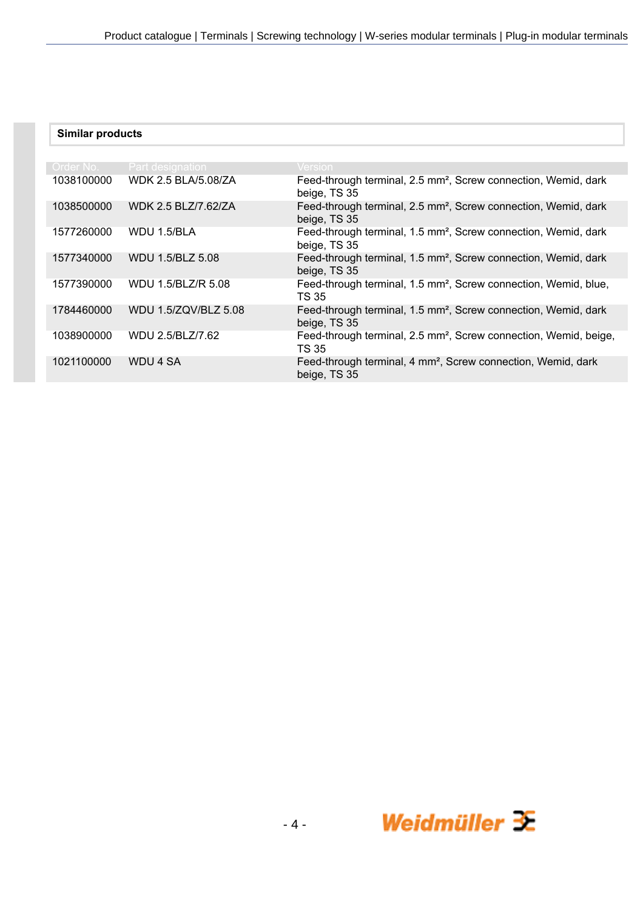## Similar products

| Order No. | Part designation | Version |
|---|---|---|
| 1038100000 | WDK 2.5 BLA/5.08/ZA | Feed-through terminal, 2.5 mm², Screw connection, Wemid, dark beige, TS 35 |
| 1038500000 | WDK 2.5 BLZ/7.62/ZA | Feed-through terminal, 2.5 mm², Screw connection, Wemid, dark beige, TS 35 |
| 1577260000 | WDU 1.5/BLA | Feed-through terminal, 1.5 mm², Screw connection, Wemid, dark beige, TS 35 |
| 1577340000 | WDU 1.5/BLZ 5.08 | Feed-through terminal, 1.5 mm², Screw connection, Wemid, dark beige, TS 35 |
| 1577390000 | WDU 1.5/BLZ/R 5.08 | Feed-through terminal, 1.5 mm², Screw connection, Wemid, blue, TS 35 |
| 1784460000 | WDU 1.5/ZQV/BLZ 5.08 | Feed-through terminal, 1.5 mm², Screw connection, Wemid, dark beige, TS 35 |
| 1038900000 | WDU 2.5/BLZ/7.62 | Feed-through terminal, 2.5 mm², Screw connection, Wemid, beige, TS 35 |
| 1021100000 | WDU 4 SA | Feed-through terminal, 4 mm², Screw connection, Wemid, dark beige, TS 35 |